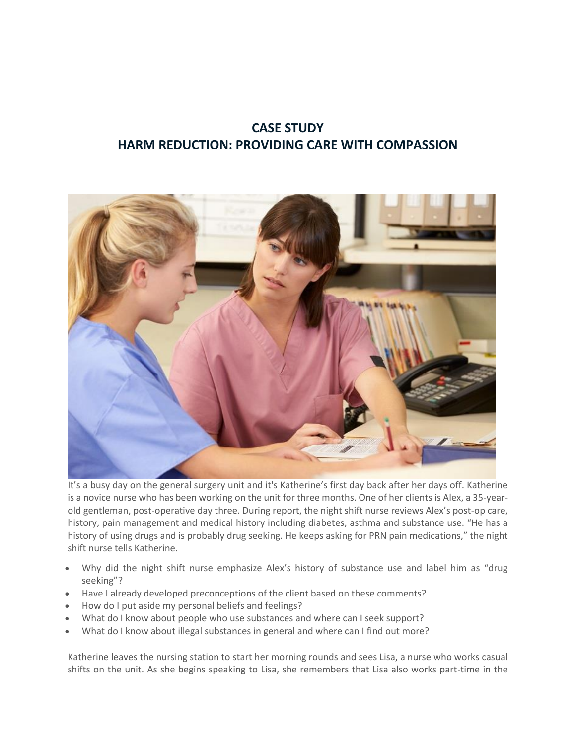# CASE STUDY
# HARM REDUCTION: PROVIDING CARE WITH COMPASSION

It's a busy day on the general surgery unit and it's Katherine's first day back after her days off. Katherine is a novice nurse who has been working on the unit for three months. One of her clients is Alex, a 35-year-old gentleman, post-operative day three. During report, the night shift nurse reviews Alex's post-op care, history, pain management and medical history including diabetes, asthma and substance use. "He has a history of using drugs and is probably drug seeking. He keeps asking for PRN pain medications," the night shift nurse tells Katherine.

- Why did the night shift nurse emphasize Alex's history of substance use and label him as "drug seeking"?
- Have I already developed preconceptions of the client based on these comments?
- How do I put aside my personal beliefs and feelings?
- What do I know about people who use substances and where can I seek support?
- What do I know about illegal substances in general and where can I find out more?

Katherine leaves the nursing station to start her morning rounds and sees Lisa, a nurse who works casual shifts on the unit. As she begins speaking to Lisa, she remembers that Lisa also works part-time in the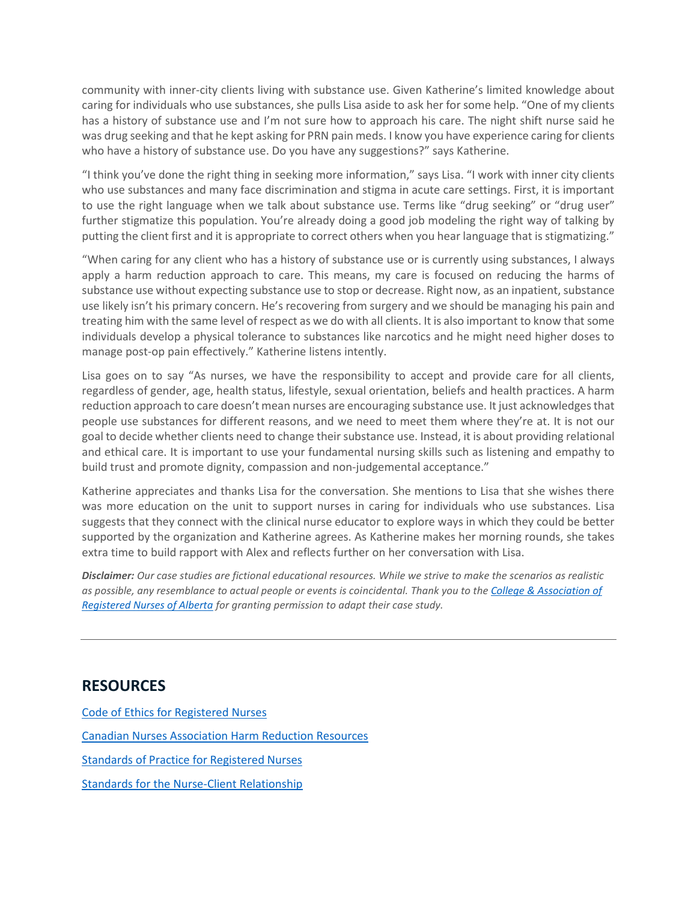community with inner-city clients living with substance use. Given Katherine's limited knowledge about caring for individuals who use substances, she pulls Lisa aside to ask her for some help. "One of my clients has a history of substance use and I'm not sure how to approach his care. The night shift nurse said he was drug seeking and that he kept asking for PRN pain meds. I know you have experience caring for clients who have a history of substance use. Do you have any suggestions?" says Katherine.

"I think you've done the right thing in seeking more information," says Lisa. "I work with inner city clients who use substances and many face discrimination and stigma in acute care settings. First, it is important to use the right language when we talk about substance use. Terms like "drug seeking" or "drug user" further stigmatize this population. You're already doing a good job modeling the right way of talking by putting the client first and it is appropriate to correct others when you hear language that is stigmatizing."

"When caring for any client who has a history of substance use or is currently using substances, I always apply a harm reduction approach to care. This means, my care is focused on reducing the harms of substance use without expecting substance use to stop or decrease. Right now, as an inpatient, substance use likely isn't his primary concern. He's recovering from surgery and we should be managing his pain and treating him with the same level of respect as we do with all clients. It is also important to know that some individuals develop a physical tolerance to substances like narcotics and he might need higher doses to manage post-op pain effectively." Katherine listens intently.

Lisa goes on to say "As nurses, we have the responsibility to accept and provide care for all clients, regardless of gender, age, health status, lifestyle, sexual orientation, beliefs and health practices. A harm reduction approach to care doesn't mean nurses are encouraging substance use. It just acknowledges that people use substances for different reasons, and we need to meet them where they're at. It is not our goal to decide whether clients need to change their substance use. Instead, it is about providing relational and ethical care. It is important to use your fundamental nursing skills such as listening and empathy to build trust and promote dignity, compassion and non-judgemental acceptance."

Katherine appreciates and thanks Lisa for the conversation. She mentions to Lisa that she wishes there was more education on the unit to support nurses in caring for individuals who use substances. Lisa suggests that they connect with the clinical nurse educator to explore ways in which they could be better supported by the organization and Katherine agrees. As Katherine makes her morning rounds, she takes extra time to build rapport with Alex and reflects further on her conversation with Lisa.

***Disclaimer:*** *Our case studies are fictional educational resources. While we strive to make the scenarios as realistic as possible, any resemblance to actual people or events is coincidental. Thank you to the College & Association of Registered Nurses of Alberta for granting permission to adapt their case study.*

---

## RESOURCES

Code of Ethics for Registered Nurses

Canadian Nurses Association Harm Reduction Resources

Standards of Practice for Registered Nurses

Standards for the Nurse-Client Relationship